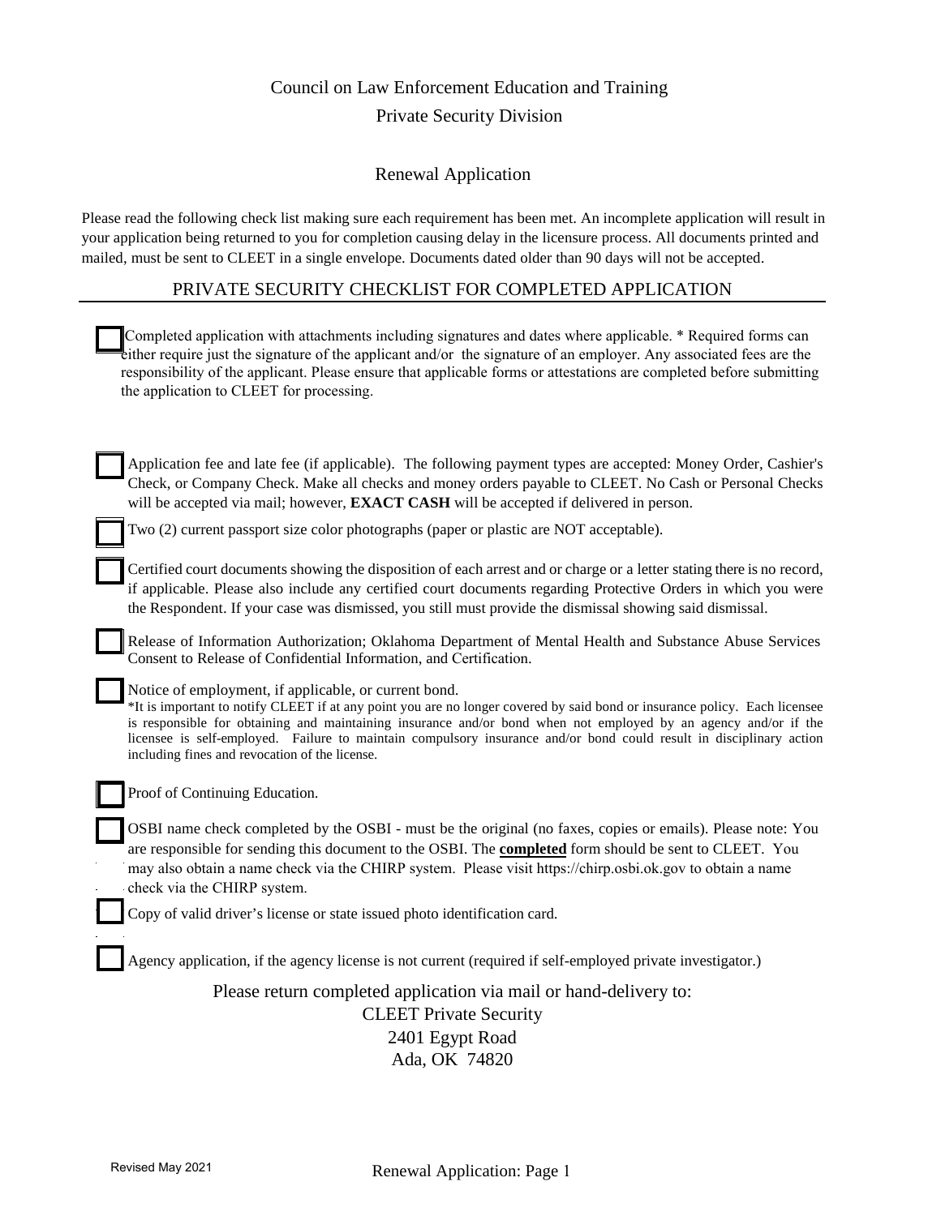Council on Law Enforcement Education and Training

Private Security Division

Renewal Application

Please read the following check list making sure each requirement has been met. An incomplete application will result in your application being returned to you for completion causing delay in the licensure process. All documents printed and mailed, must be sent to CLEET in a single envelope. Documents dated older than 90 days will not be accepted.

## PRIVATE SECURITY CHECKLIST FOR COMPLETED APPLICATION

- [ ] Completed application with attachments including signatures and dates where applicable. * Required forms can either require just the signature of the applicant and/or the signature of an employer. Any associated fees are the responsibility of the applicant. Please ensure that applicable forms or attestations are completed before submitting the application to CLEET for processing.

- [ ] Application fee and late fee (if applicable). The following payment types are accepted: Money Order, Cashier's Check, or Company Check. Make all checks and money orders payable to CLEET. No Cash or Personal Checks will be accepted via mail; however, **EXACT CASH** will be accepted if delivered in person.

- [ ] Two (2) current passport size color photographs (paper or plastic are NOT acceptable).

- [ ] Certified court documents showing the disposition of each arrest and or charge or a letter stating there is no record, if applicable. Please also include any certified court documents regarding Protective Orders in which you were the Respondent. If your case was dismissed, you still must provide the dismissal showing said dismissal.

- [ ] Release of Information Authorization; Oklahoma Department of Mental Health and Substance Abuse Services Consent to Release of Confidential Information, and Certification.

- [ ] Notice of employment, if applicable, or current bond.
  *It is important to notify CLEET if at any point you are no longer covered by said bond or insurance policy. Each licensee is responsible for obtaining and maintaining insurance and/or bond when not employed by an agency and/or if the licensee is self-employed. Failure to maintain compulsory insurance and/or bond could result in disciplinary action including fines and revocation of the license.

- [ ] Proof of Continuing Education.

- [ ] OSBI name check completed by the OSBI - must be the original (no faxes, copies or emails). Please note: You are responsible for sending this document to the OSBI. The **completed** form should be sent to CLEET. You may also obtain a name check via the CHIRP system. Please visit https://chirp.osbi.ok.gov to obtain a name check via the CHIRP system.

- [ ] Copy of valid driver's license or state issued photo identification card.

- [ ] Agency application, if the agency license is not current (required if self-employed private investigator.)

Please return completed application via mail or hand-delivery to:

CLEET Private Security
2401 Egypt Road
Ada, OK 74820

Revised May 2021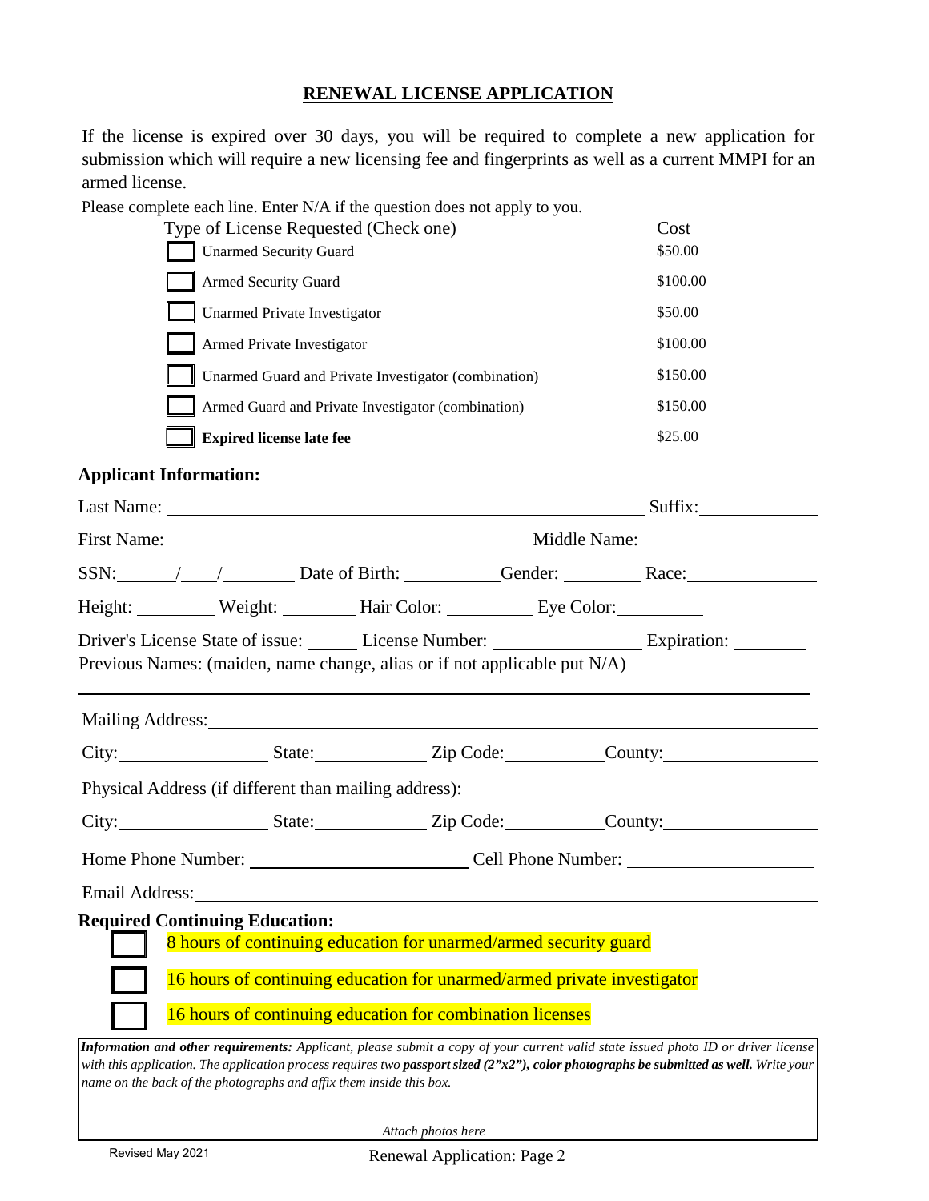# RENEWAL LICENSE APPLICATION

If the license is expired over 30 days, you will be required to complete a new application for submission which will require a new licensing fee and fingerprints as well as a current MMPI for an armed license.

Please complete each line. Enter N/A if the question does not apply to you.

| Type of License Requested (Check one) | Cost |
|---|---|
| ☐ Unarmed Security Guard | $50.00 |
| ☐ Armed Security Guard | $100.00 |
| ☐ Unarmed Private Investigator | $50.00 |
| ☐ Armed Private Investigator | $100.00 |
| ☐ Unarmed Guard and Private Investigator (combination) | $150.00 |
| ☐ Armed Guard and Private Investigator (combination) | $150.00 |
| ☐ **Expired license late fee** | $25.00 |

**Applicant Information:**

Last Name: ______________________________ Suffix: __________

First Name: ______________________________ Middle Name: __________

SSN: ____/____/______ Date of Birth: __________ Gender: ________ Race: __________

Height: ________ Weight: ________ Hair Color: ________ Eye Color: ________

Driver's License State of issue: _____ License Number: ______________ Expiration: ________

Previous Names: (maiden, name change, alias or if not applicable put N/A)

______________________________________________________________

Mailing Address: ______________________________________________

City: ______________ State: __________ Zip Code: __________ County: ______________

Physical Address (if different than mailing address): ______________________________

City: ______________ State: __________ Zip Code: __________ County: ______________

Home Phone Number: ____________________ Cell Phone Number: ____________________

Email Address: ______________________________________________

**Required Continuing Education:**

☐ 8 hours of continuing education for unarmed/armed security guard

☐ 16 hours of continuing education for unarmed/armed private investigator

☐ 16 hours of continuing education for combination licenses

***Information and other requirements:*** *Applicant, please submit a copy of your current valid state issued photo ID or driver license with this application. The application process requires two* ***passport sized (2"x2"), color photographs be submitted as well.*** *Write your name on the back of the photographs and affix them inside this box.*

*Attach photos here*

Revised May 2021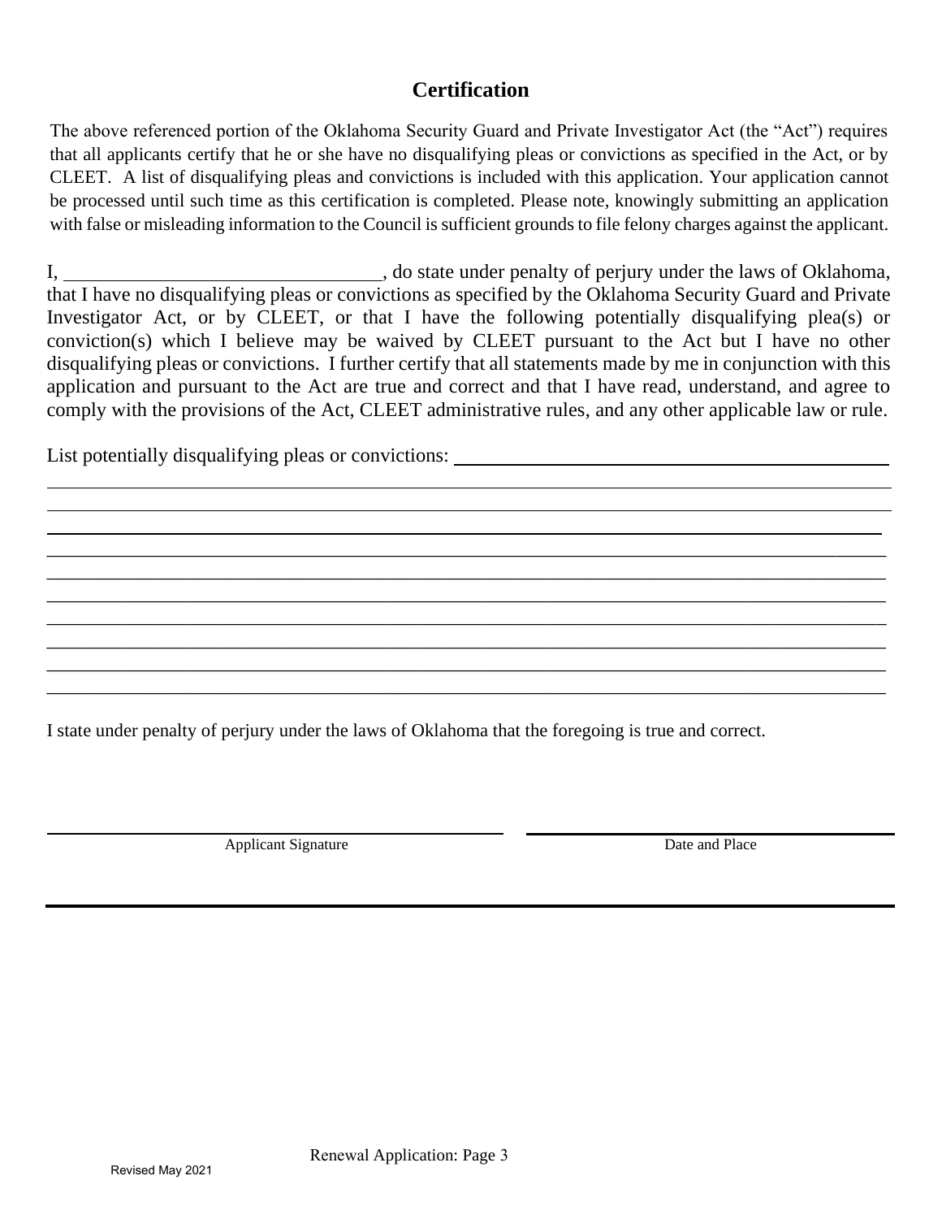## Certification

The above referenced portion of the Oklahoma Security Guard and Private Investigator Act (the "Act") requires that all applicants certify that he or she have no disqualifying pleas or convictions as specified in the Act, or by CLEET. A list of disqualifying pleas and convictions is included with this application. Your application cannot be processed until such time as this certification is completed. Please note, knowingly submitting an application with false or misleading information to the Council is sufficient grounds to file felony charges against the applicant.

I, ________________________________, do state under penalty of perjury under the laws of Oklahoma, that I have no disqualifying pleas or convictions as specified by the Oklahoma Security Guard and Private Investigator Act, or by CLEET, or that I have the following potentially disqualifying plea(s) or conviction(s) which I believe may be waived by CLEET pursuant to the Act but I have no other disqualifying pleas or convictions. I further certify that all statements made by me in conjunction with this application and pursuant to the Act are true and correct and that I have read, understand, and agree to comply with the provisions of the Act, CLEET administrative rules, and any other applicable law or rule.

List potentially disqualifying pleas or convictions: ____________________________________________

______________________________________________________________________________________

______________________________________________________________________________________

______________________________________________________________________________________

______________________________________________________________________________________

______________________________________________________________________________________

______________________________________________________________________________________

______________________________________________________________________________________

______________________________________________________________________________________

______________________________________________________________________________________

______________________________________________________________________________________

I state under penalty of perjury under the laws of Oklahoma that the foregoing is true and correct.

____________________________________ ____________________________________

Applicant Signature Date and Place

Renewal Application: Page 3

Revised May 2021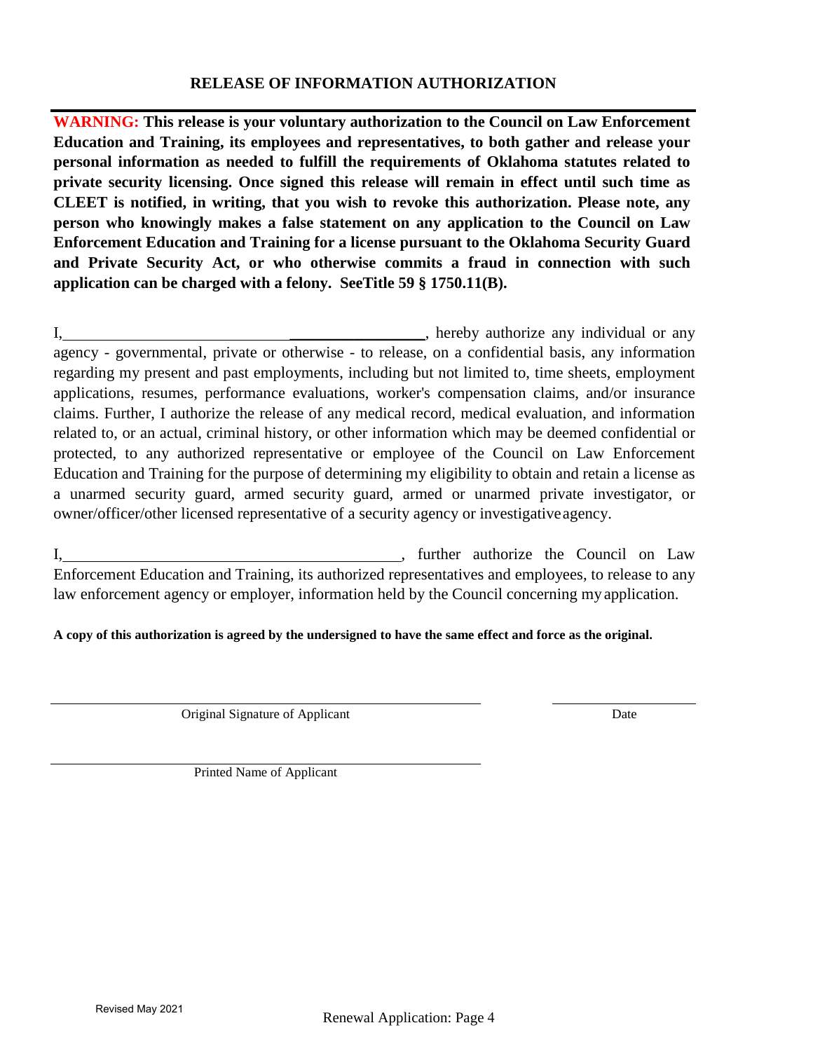# RELEASE OF INFORMATION AUTHORIZATION

**WARNING: This release is your voluntary authorization to the Council on Law Enforcement Education and Training, its employees and representatives, to both gather and release your personal information as needed to fulfill the requirements of Oklahoma statutes related to private security licensing. Once signed this release will remain in effect until such time as CLEET is notified, in writing, that you wish to revoke this authorization. Please note, any person who knowingly makes a false statement on any application to the Council on Law Enforcement Education and Training for a license pursuant to the Oklahoma Security Guard and Private Security Act, or who otherwise commits a fraud in connection with such application can be charged with a felony. SeeTitle 59 § 1750.11(B).**

I,\_\_\_\_\_\_\_\_\_\_\_\_\_\_\_\_\_\_\_\_\_\_\_\_\_\_\_\_\_\_\_\_\_\_\_\_\_\_\_\_\_\_\_\_\_\_, hereby authorize any individual or any agency - governmental, private or otherwise - to release, on a confidential basis, any information regarding my present and past employments, including but not limited to, time sheets, employment applications, resumes, performance evaluations, worker's compensation claims, and/or insurance claims. Further, I authorize the release of any medical record, medical evaluation, and information related to, or an actual, criminal history, or other information which may be deemed confidential or protected, to any authorized representative or employee of the Council on Law Enforcement Education and Training for the purpose of determining my eligibility to obtain and retain a license as a unarmed security guard, armed security guard, armed or unarmed private investigator, or owner/officer/other licensed representative of a security agency or investigative agency.

I,\_\_\_\_\_\_\_\_\_\_\_\_\_\_\_\_\_\_\_\_\_\_\_\_\_\_\_\_\_\_\_\_\_\_\_\_\_\_\_\_\_\_\_\_, further authorize the Council on Law Enforcement Education and Training, its authorized representatives and employees, to release to any law enforcement agency or employer, information held by the Council concerning my application.

**A copy of this authorization is agreed by the undersigned to have the same effect and force as the original.**

\_\_\_\_\_\_\_\_\_\_\_\_\_\_\_\_\_\_\_\_\_\_\_\_\_\_\_\_\_\_\_\_\_\_\_\_\_\_\_\_\_\_\_\_ &nbsp;&nbsp;&nbsp;&nbsp; \_\_\_\_\_\_\_\_\_\_\_\_\_\_\_\_

Original Signature of Applicant &nbsp;&nbsp;&nbsp;&nbsp; Date

\_\_\_\_\_\_\_\_\_\_\_\_\_\_\_\_\_\_\_\_\_\_\_\_\_\_\_\_\_\_\_\_\_\_\_\_\_\_\_\_\_\_\_\_

Printed Name of Applicant

Revised May 2021

Renewal Application: Page 4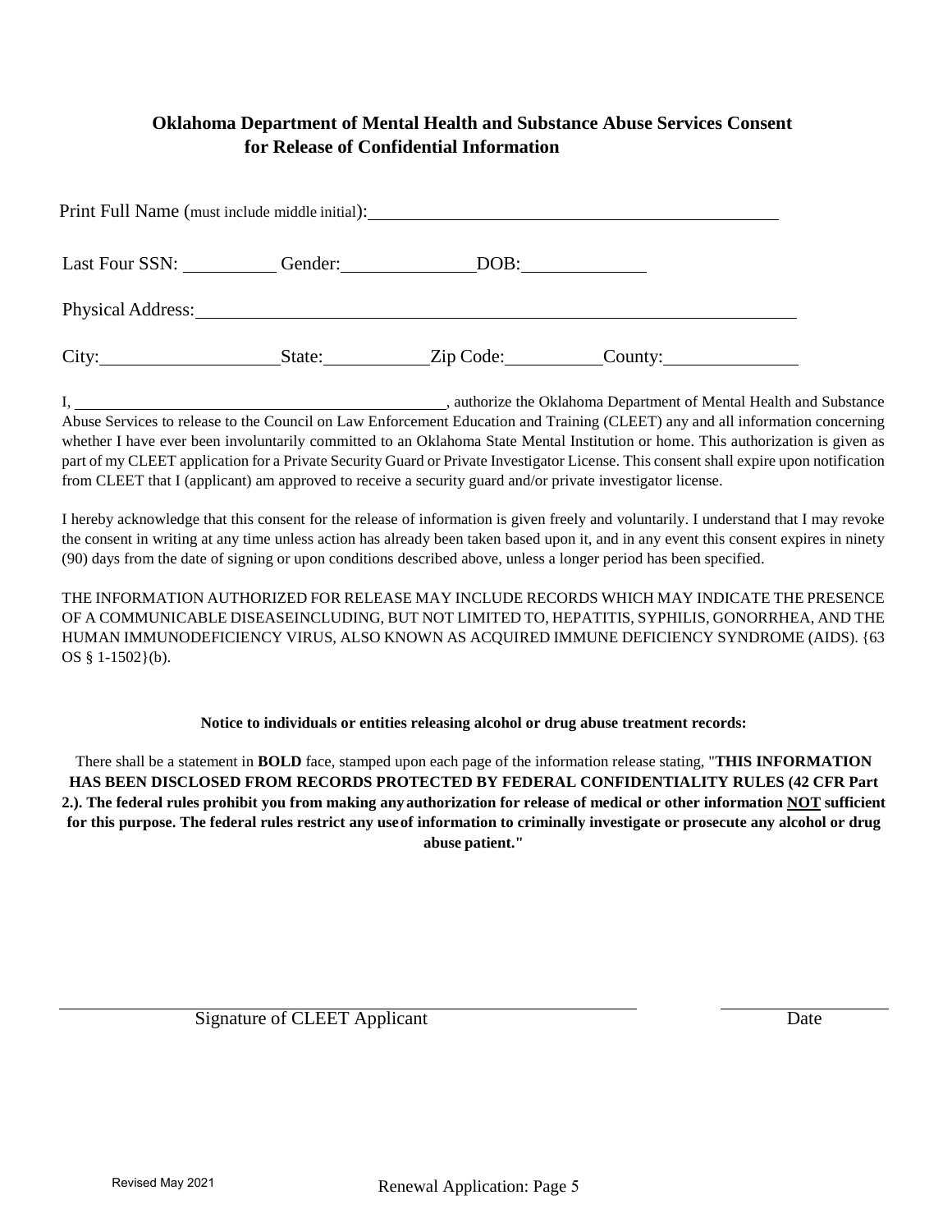## Oklahoma Department of Mental Health and Substance Abuse Services Consent for Release of Confidential Information

Print Full Name (must include middle initial): ______________________________________________

Last Four SSN: __________ Gender: ______________ DOB: _____________

Physical Address: ______________________________________________________________

City: ___________________ State: ___________ Zip Code: __________ County: ______________

I, ____________________________________________, authorize the Oklahoma Department of Mental Health and Substance Abuse Services to release to the Council on Law Enforcement Education and Training (CLEET) any and all information concerning whether I have ever been involuntarily committed to an Oklahoma State Mental Institution or home. This authorization is given as part of my CLEET application for a Private Security Guard or Private Investigator License. This consent shall expire upon notification from CLEET that I (applicant) am approved to receive a security guard and/or private investigator license.

I hereby acknowledge that this consent for the release of information is given freely and voluntarily. I understand that I may revoke the consent in writing at any time unless action has already been taken based upon it, and in any event this consent expires in ninety (90) days from the date of signing or upon conditions described above, unless a longer period has been specified.

THE INFORMATION AUTHORIZED FOR RELEASE MAY INCLUDE RECORDS WHICH MAY INDICATE THE PRESENCE OF A COMMUNICABLE DISEASEINCLUDING, BUT NOT LIMITED TO, HEPATITIS, SYPHILIS, GONORRHEA, AND THE HUMAN IMMUNODEFICIENCY VIRUS, ALSO KNOWN AS ACQUIRED IMMUNE DEFICIENCY SYNDROME (AIDS). {63 OS § 1-1502}(b).

**Notice to individuals or entities releasing alcohol or drug abuse treatment records:**

There shall be a statement in **BOLD** face, stamped upon each page of the information release stating, "**THIS INFORMATION HAS BEEN DISCLOSED FROM RECORDS PROTECTED BY FEDERAL CONFIDENTIALITY RULES (42 CFR Part 2.). The federal rules prohibit you from making any authorization for release of medical or other information NOT sufficient for this purpose. The federal rules restrict any use of information to criminally investigate or prosecute any alcohol or drug abuse patient.**"

_______________________________________________ _______________

Signature of CLEET Applicant Date

Revised May 2021

Renewal Application: Page 5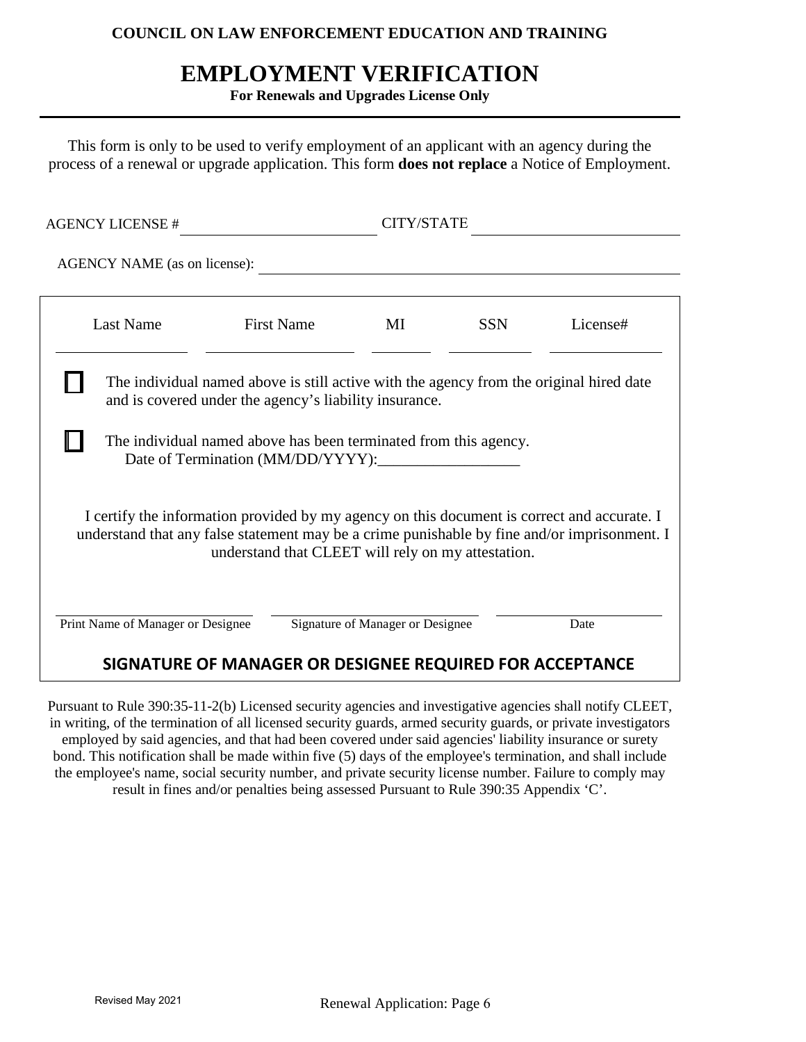**COUNCIL ON LAW ENFORCEMENT EDUCATION AND TRAINING**

# EMPLOYMENT VERIFICATION

**For Renewals and Upgrades License Only**

This form is only to be used to verify employment of an applicant with an agency during the process of a renewal or upgrade application. This form **does not replace** a Notice of Employment.

AGENCY LICENSE # ______________________ CITY/STATE ______________________

AGENCY NAME (as on license): ______________________________________________

| Last Name | First Name | MI | SSN | License# |
|---|---|---|---|---|
| | | | | |

☐ The individual named above is still active with the agency from the original hired date and is covered under the agency's liability insurance.

☐ The individual named above has been terminated from this agency.
Date of Termination (MM/DD/YYYY):__________________

I certify the information provided by my agency on this document is correct and accurate. I understand that any false statement may be a crime punishable by fine and/or imprisonment. I understand that CLEET will rely on my attestation.

| Print Name of Manager or Designee | Signature of Manager or Designee | Date |
|---|---|---|
| | | |

**SIGNATURE OF MANAGER OR DESIGNEE REQUIRED FOR ACCEPTANCE**

Pursuant to Rule 390:35-11-2(b) Licensed security agencies and investigative agencies shall notify CLEET, in writing, of the termination of all licensed security guards, armed security guards, or private investigators employed by said agencies, and that had been covered under said agencies' liability insurance or surety bond. This notification shall be made within five (5) days of the employee's termination, and shall include the employee's name, social security number, and private security license number. Failure to comply may result in fines and/or penalties being assessed Pursuant to Rule 390:35 Appendix 'C'.

Revised May 2021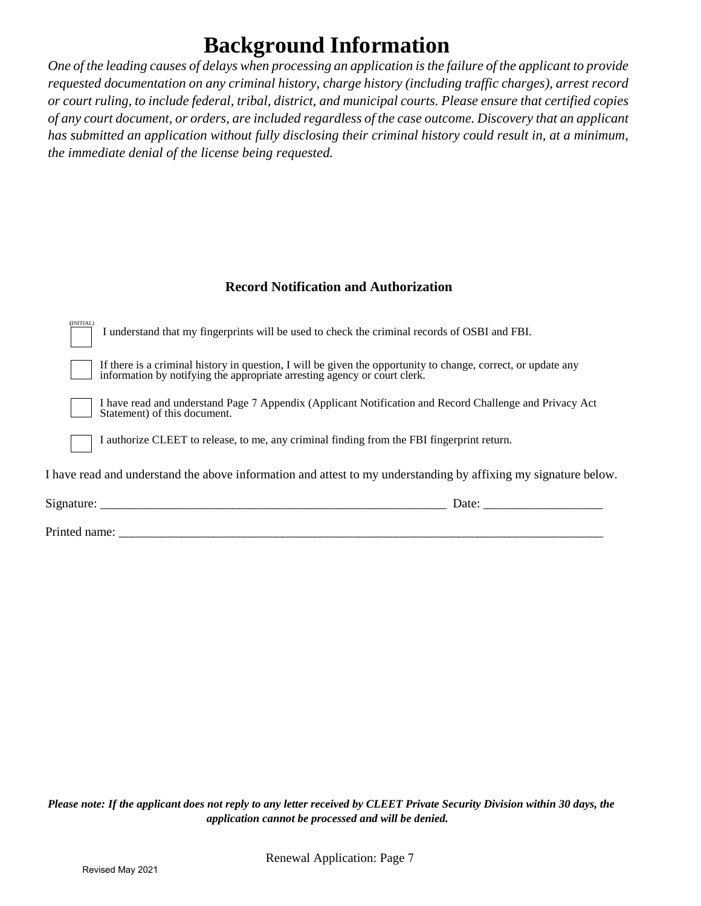# Background Information

*One of the leading causes of delays when processing an application is the failure of the applicant to provide requested documentation on any criminal history, charge history (including traffic charges), arrest record or court ruling, to include federal, tribal, district, and municipal courts. Please ensure that certified copies of any court document, or orders, are included regardless of the case outcome. Discovery that an applicant has submitted an application without fully disclosing their criminal history could result in, at a minimum, the immediate denial of the license being requested.*

### Record Notification and Authorization

(INITIAL)

☐ I understand that my fingerprints will be used to check the criminal records of OSBI and FBI.

☐ If there is a criminal history in question, I will be given the opportunity to change, correct, or update any information by notifying the appropriate arresting agency or court clerk.

☐ I have read and understand Page 7 Appendix (Applicant Notification and Record Challenge and Privacy Act Statement) of this document.

☐ I authorize CLEET to release, to me, any criminal finding from the FBI fingerprint return.

I have read and understand the above information and attest to my understanding by affixing my signature below.

Signature: _________________________________________________________ Date: ___________________

Printed name: ___________________________________________________________________________________

***Please note: If the applicant does not reply to any letter received by CLEET Private Security Division within 30 days, the application cannot be processed and will be denied.***

Revised May 2021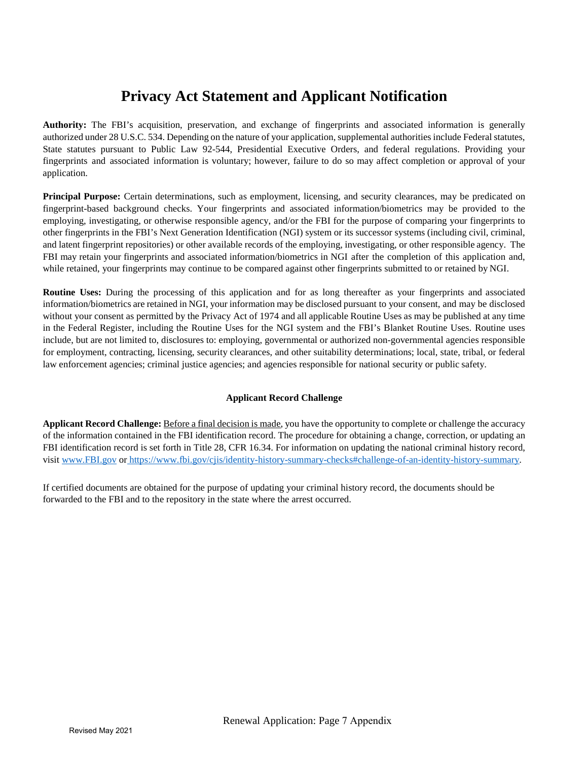# Privacy Act Statement and Applicant Notification

**Authority:** The FBI's acquisition, preservation, and exchange of fingerprints and associated information is generally authorized under 28 U.S.C. 534. Depending on the nature of your application, supplemental authorities include Federal statutes, State statutes pursuant to Public Law 92-544, Presidential Executive Orders, and federal regulations. Providing your fingerprints and associated information is voluntary; however, failure to do so may affect completion or approval of your application.

**Principal Purpose:** Certain determinations, such as employment, licensing, and security clearances, may be predicated on fingerprint-based background checks. Your fingerprints and associated information/biometrics may be provided to the employing, investigating, or otherwise responsible agency, and/or the FBI for the purpose of comparing your fingerprints to other fingerprints in the FBI's Next Generation Identification (NGI) system or its successor systems (including civil, criminal, and latent fingerprint repositories) or other available records of the employing, investigating, or other responsible agency. The FBI may retain your fingerprints and associated information/biometrics in NGI after the completion of this application and, while retained, your fingerprints may continue to be compared against other fingerprints submitted to or retained by NGI.

**Routine Uses:** During the processing of this application and for as long thereafter as your fingerprints and associated information/biometrics are retained in NGI, your information may be disclosed pursuant to your consent, and may be disclosed without your consent as permitted by the Privacy Act of 1974 and all applicable Routine Uses as may be published at any time in the Federal Register, including the Routine Uses for the NGI system and the FBI's Blanket Routine Uses. Routine uses include, but are not limited to, disclosures to: employing, governmental or authorized non-governmental agencies responsible for employment, contracting, licensing, security clearances, and other suitability determinations; local, state, tribal, or federal law enforcement agencies; criminal justice agencies; and agencies responsible for national security or public safety.

### Applicant Record Challenge

**Applicant Record Challenge:** Before a final decision is made, you have the opportunity to complete or challenge the accuracy of the information contained in the FBI identification record. The procedure for obtaining a change, correction, or updating an FBI identification record is set forth in Title 28, CFR 16.34. For information on updating the national criminal history record, visit www.FBI.gov or https://www.fbi.gov/cjis/identity-history-summary-checks#challenge-of-an-identity-history-summary.

If certified documents are obtained for the purpose of updating your criminal history record, the documents should be forwarded to the FBI and to the repository in the state where the arrest occurred.

Renewal Application: Page 7 Appendix

Revised May 2021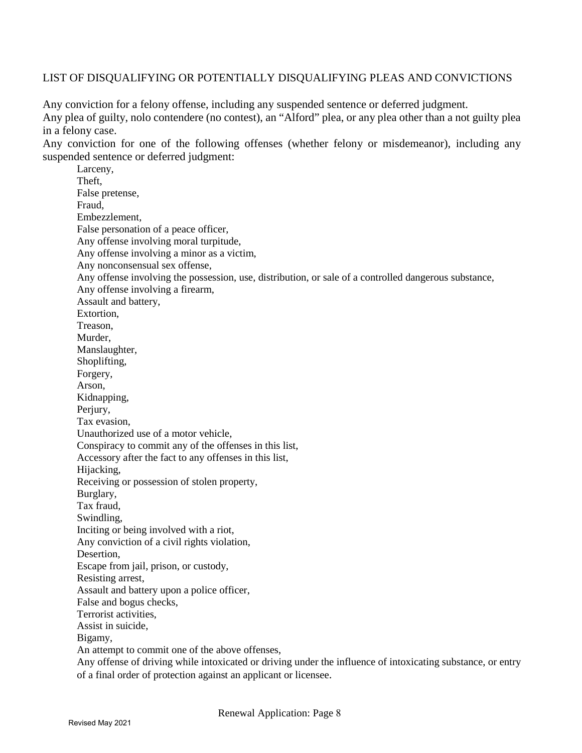## LIST OF DISQUALIFYING OR POTENTIALLY DISQUALIFYING PLEAS AND CONVICTIONS

Any conviction for a felony offense, including any suspended sentence or deferred judgment.
Any plea of guilty, nolo contendere (no contest), an "Alford" plea, or any plea other than a not guilty plea in a felony case.
Any conviction for one of the following offenses (whether felony or misdemeanor), including any suspended sentence or deferred judgment:

- Larceny,
- Theft,
- False pretense,
- Fraud,
- Embezzlement,
- False personation of a peace officer,
- Any offense involving moral turpitude,
- Any offense involving a minor as a victim,
- Any nonconsensual sex offense,
- Any offense involving the possession, use, distribution, or sale of a controlled dangerous substance,
- Any offense involving a firearm,
- Assault and battery,
- Extortion,
- Treason,
- Murder,
- Manslaughter,
- Shoplifting,
- Forgery,
- Arson,
- Kidnapping,
- Perjury,
- Tax evasion,
- Unauthorized use of a motor vehicle,
- Conspiracy to commit any of the offenses in this list,
- Accessory after the fact to any offenses in this list,
- Hijacking,
- Receiving or possession of stolen property,
- Burglary,
- Tax fraud,
- Swindling,
- Inciting or being involved with a riot,
- Any conviction of a civil rights violation,
- Desertion,
- Escape from jail, prison, or custody,
- Resisting arrest,
- Assault and battery upon a police officer,
- False and bogus checks,
- Terrorist activities,
- Assist in suicide,
- Bigamy,
- An attempt to commit one of the above offenses,
- Any offense of driving while intoxicated or driving under the influence of intoxicating substance, or entry of a final order of protection against an applicant or licensee.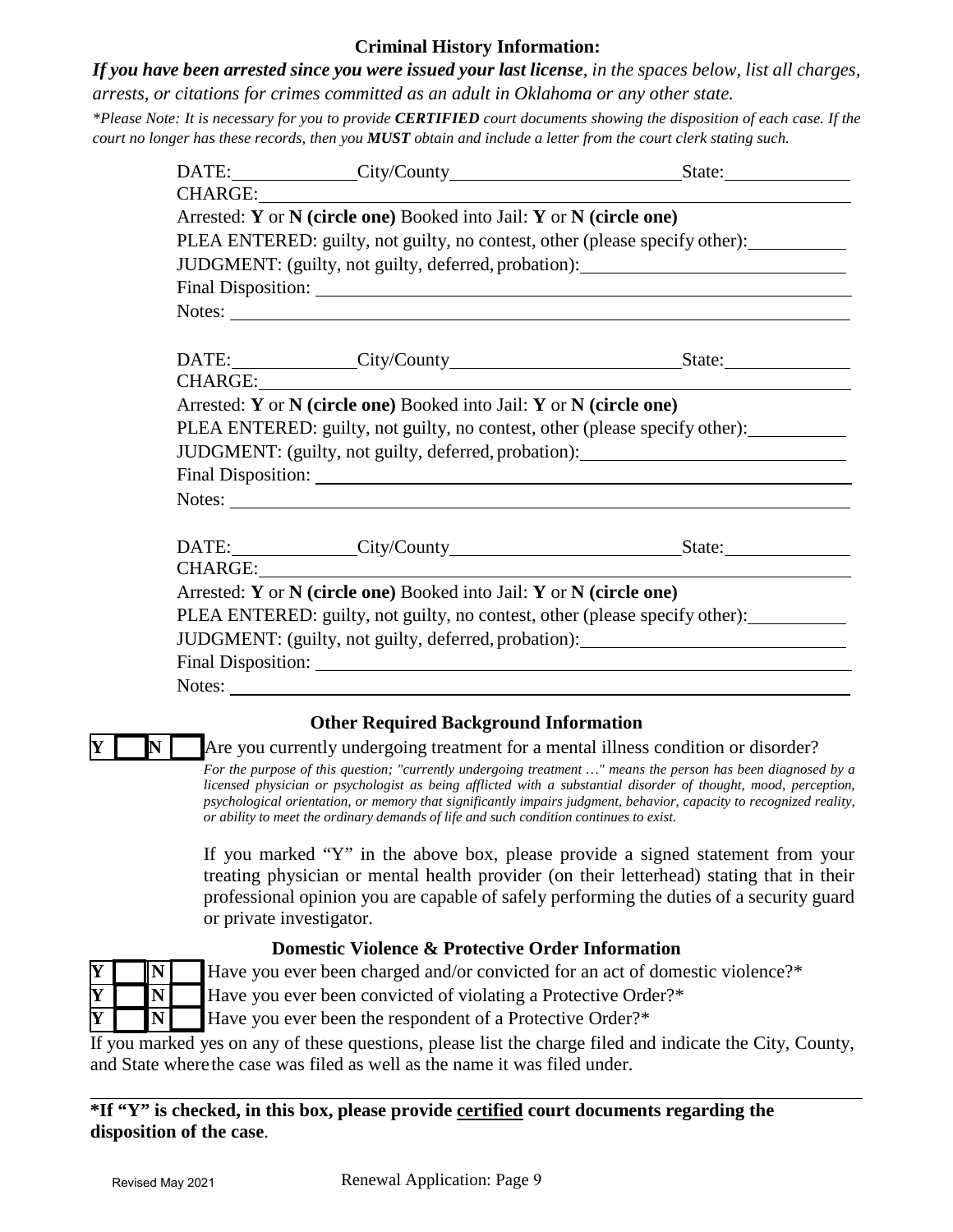## Criminal History Information:

***If you have been arrested since you were issued your last license****, in the spaces below, list all charges, arrests, or citations for crimes committed as an adult in Oklahoma or any other state.*

*\*Please Note: It is necessary for you to provide **CERTIFIED** court documents showing the disposition of each case. If the court no longer has these records, then you **MUST** obtain and include a letter from the court clerk stating such.*

DATE:\_\_\_\_\_\_\_\_\_\_\_\_\_\_ City/County\_\_\_\_\_\_\_\_\_\_\_\_\_\_\_\_\_\_\_\_\_\_\_\_\_\_ State:\_\_\_\_\_\_\_\_\_\_\_\_\_\_

CHARGE:\_\_\_\_\_\_\_\_\_\_\_\_\_\_\_\_\_\_\_\_\_\_\_\_\_\_\_\_\_\_\_\_\_\_\_\_\_\_\_\_\_\_\_\_\_\_\_\_\_\_\_\_\_\_\_\_\_\_\_\_

Arrested: **Y** or **N (circle one)** Booked into Jail: **Y** or **N (circle one)**

PLEA ENTERED: guilty, not guilty, no contest, other (please specify other):\_\_\_\_\_\_\_\_\_\_\_

JUDGMENT: (guilty, not guilty, deferred, probation):\_\_\_\_\_\_\_\_\_\_\_\_\_\_\_\_\_\_\_\_\_\_\_\_\_\_\_\_\_\_

Final Disposition: \_\_\_\_\_\_\_\_\_\_\_\_\_\_\_\_\_\_\_\_\_\_\_\_\_\_\_\_\_\_\_\_\_\_\_\_\_\_\_\_\_\_\_\_\_\_\_\_\_\_\_\_\_\_\_\_\_\_

Notes: \_\_\_\_\_\_\_\_\_\_\_\_\_\_\_\_\_\_\_\_\_\_\_\_\_\_\_\_\_\_\_\_\_\_\_\_\_\_\_\_\_\_\_\_\_\_\_\_\_\_\_\_\_\_\_\_\_\_\_\_\_\_\_\_\_\_

DATE:\_\_\_\_\_\_\_\_\_\_\_\_\_\_ City/County\_\_\_\_\_\_\_\_\_\_\_\_\_\_\_\_\_\_\_\_\_\_\_\_\_\_ State:\_\_\_\_\_\_\_\_\_\_\_\_\_\_

CHARGE:\_\_\_\_\_\_\_\_\_\_\_\_\_\_\_\_\_\_\_\_\_\_\_\_\_\_\_\_\_\_\_\_\_\_\_\_\_\_\_\_\_\_\_\_\_\_\_\_\_\_\_\_\_\_\_\_\_\_\_\_

Arrested: **Y** or **N (circle one)** Booked into Jail: **Y** or **N (circle one)**

PLEA ENTERED: guilty, not guilty, no contest, other (please specify other):\_\_\_\_\_\_\_\_\_\_\_

JUDGMENT: (guilty, not guilty, deferred, probation):\_\_\_\_\_\_\_\_\_\_\_\_\_\_\_\_\_\_\_\_\_\_\_\_\_\_\_\_\_\_

Final Disposition: \_\_\_\_\_\_\_\_\_\_\_\_\_\_\_\_\_\_\_\_\_\_\_\_\_\_\_\_\_\_\_\_\_\_\_\_\_\_\_\_\_\_\_\_\_\_\_\_\_\_\_\_\_\_\_\_\_\_

Notes: \_\_\_\_\_\_\_\_\_\_\_\_\_\_\_\_\_\_\_\_\_\_\_\_\_\_\_\_\_\_\_\_\_\_\_\_\_\_\_\_\_\_\_\_\_\_\_\_\_\_\_\_\_\_\_\_\_\_\_\_\_\_\_\_\_\_

DATE:\_\_\_\_\_\_\_\_\_\_\_\_\_\_ City/County\_\_\_\_\_\_\_\_\_\_\_\_\_\_\_\_\_\_\_\_\_\_\_\_\_\_ State:\_\_\_\_\_\_\_\_\_\_\_\_\_\_

CHARGE:\_\_\_\_\_\_\_\_\_\_\_\_\_\_\_\_\_\_\_\_\_\_\_\_\_\_\_\_\_\_\_\_\_\_\_\_\_\_\_\_\_\_\_\_\_\_\_\_\_\_\_\_\_\_\_\_\_\_\_\_

Arrested: **Y** or **N (circle one)** Booked into Jail: **Y** or **N (circle one)**

PLEA ENTERED: guilty, not guilty, no contest, other (please specify other):\_\_\_\_\_\_\_\_\_\_\_

JUDGMENT: (guilty, not guilty, deferred, probation):\_\_\_\_\_\_\_\_\_\_\_\_\_\_\_\_\_\_\_\_\_\_\_\_\_\_\_\_\_\_

Final Disposition: \_\_\_\_\_\_\_\_\_\_\_\_\_\_\_\_\_\_\_\_\_\_\_\_\_\_\_\_\_\_\_\_\_\_\_\_\_\_\_\_\_\_\_\_\_\_\_\_\_\_\_\_\_\_\_\_\_\_

Notes: \_\_\_\_\_\_\_\_\_\_\_\_\_\_\_\_\_\_\_\_\_\_\_\_\_\_\_\_\_\_\_\_\_\_\_\_\_\_\_\_\_\_\_\_\_\_\_\_\_\_\_\_\_\_\_\_\_\_\_\_\_\_\_\_\_\_

## Other Required Background Information

**Y** ☐ **N** ☐ Are you currently undergoing treatment for a mental illness condition or disorder?

*For the purpose of this question; "currently undergoing treatment …" means the person has been diagnosed by a licensed physician or psychologist as being afflicted with a substantial disorder of thought, mood, perception, psychological orientation, or memory that significantly impairs judgment, behavior, capacity to recognized reality, or ability to meet the ordinary demands of life and such condition continues to exist.*

If you marked "Y" in the above box, please provide a signed statement from your treating physician or mental health provider (on their letterhead) stating that in their professional opinion you are capable of safely performing the duties of a security guard or private investigator.

## Domestic Violence & Protective Order Information

**Y** ☐ **N** ☐ Have you ever been charged and/or convicted for an act of domestic violence?*

**Y** ☐ **N** ☐ Have you ever been convicted of violating a Protective Order?*

**Y** ☐ **N** ☐ Have you ever been the respondent of a Protective Order?*

If you marked yes on any of these questions, please list the charge filed and indicate the City, County, and State where the case was filed as well as the name it was filed under.

\_\_\_\_\_\_\_\_\_\_\_\_\_\_\_\_\_\_\_\_\_\_\_\_\_\_\_\_\_\_\_\_\_\_\_\_\_\_\_\_\_\_\_\_\_\_\_\_\_\_\_\_\_\_\_\_\_\_\_\_\_\_\_\_\_\_\_\_\_\_\_\_\_\_\_\_

**\*If "Y" is checked, in this box, please provide <u>certified</u> court documents regarding the disposition of the case**.

Revised May 2021